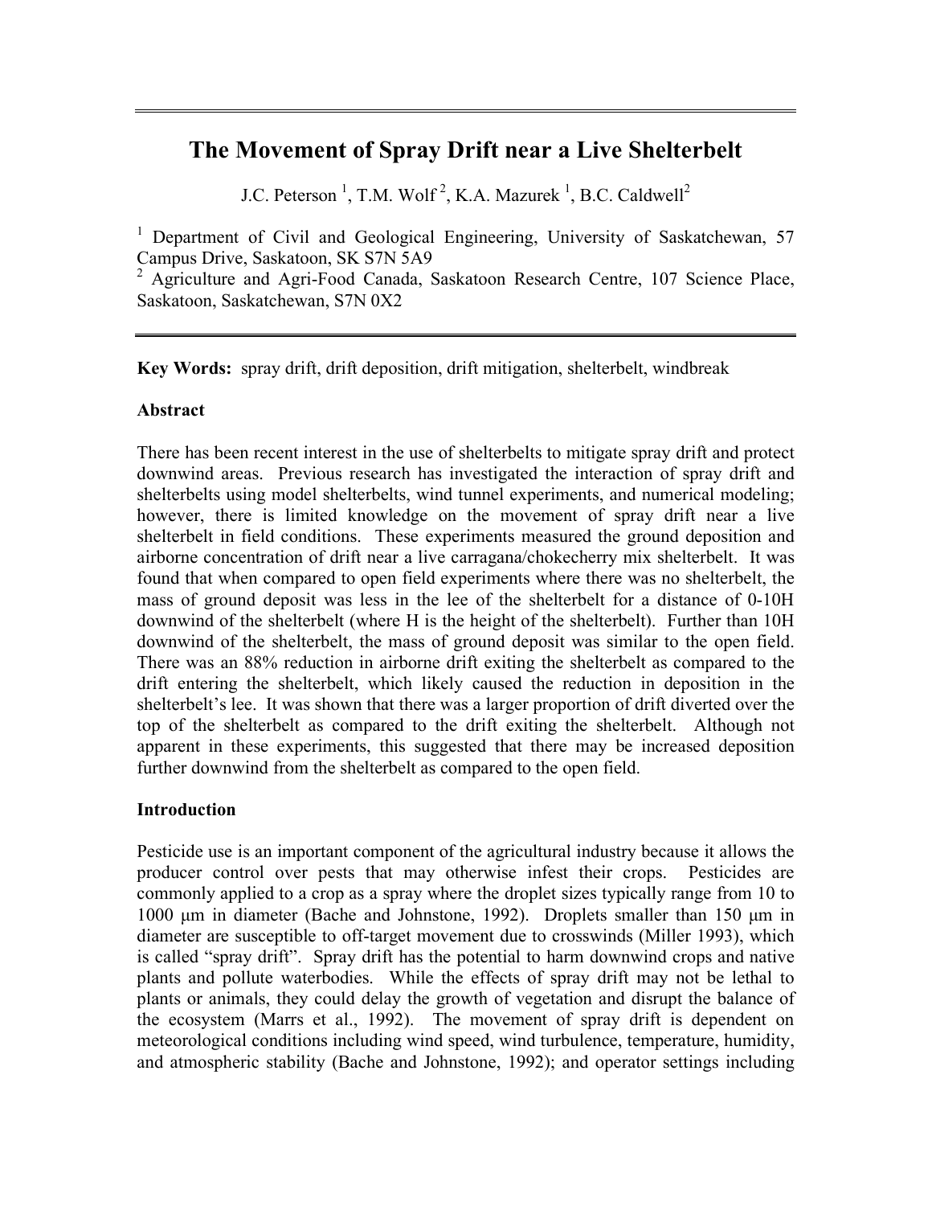# The Movement of Spray Drift near a Live Shelterbelt

J.C. Peterson [1], T.M. Wolf [2], K.A. Mazurek [1], B.C. Caldwell[2]

[1] Department of Civil and Geological Engineering, University of Saskatchewan, 57 Campus Drive, Saskatoon, SK S7N 5A9

[2] Agriculture and Agri-Food Canada, Saskatoon Research Centre, 107 Science Place, Saskatoon, Saskatchewan, S7N 0X2

**Key Words:** spray drift, drift deposition, drift mitigation, shelterbelt, windbreak

## Abstract

There has been recent interest in the use of shelterbelts to mitigate spray drift and protect downwind areas. Previous research has investigated the interaction of spray drift and shelterbelts using model shelterbelts, wind tunnel experiments, and numerical modeling; however, there is limited knowledge on the movement of spray drift near a live shelterbelt in field conditions. These experiments measured the ground deposition and airborne concentration of drift near a live carragana/chokecherry mix shelterbelt. It was found that when compared to open field experiments where there was no shelterbelt, the mass of ground deposit was less in the lee of the shelterbelt for a distance of 0-10H downwind of the shelterbelt (where H is the height of the shelterbelt). Further than 10H downwind of the shelterbelt, the mass of ground deposit was similar to the open field. There was an 88% reduction in airborne drift exiting the shelterbelt as compared to the drift entering the shelterbelt, which likely caused the reduction in deposition in the shelterbelt's lee. It was shown that there was a larger proportion of drift diverted over the top of the shelterbelt as compared to the drift exiting the shelterbelt. Although not apparent in these experiments, this suggested that there may be increased deposition further downwind from the shelterbelt as compared to the open field.

## Introduction

Pesticide use is an important component of the agricultural industry because it allows the producer control over pests that may otherwise infest their crops. Pesticides are commonly applied to a crop as a spray where the droplet sizes typically range from 10 to 1000 μm in diameter (Bache and Johnstone, 1992). Droplets smaller than 150 μm in diameter are susceptible to off-target movement due to crosswinds (Miller 1993), which is called "spray drift". Spray drift has the potential to harm downwind crops and native plants and pollute waterbodies. While the effects of spray drift may not be lethal to plants or animals, they could delay the growth of vegetation and disrupt the balance of the ecosystem (Marrs et al., 1992). The movement of spray drift is dependent on meteorological conditions including wind speed, wind turbulence, temperature, humidity, and atmospheric stability (Bache and Johnstone, 1992); and operator settings including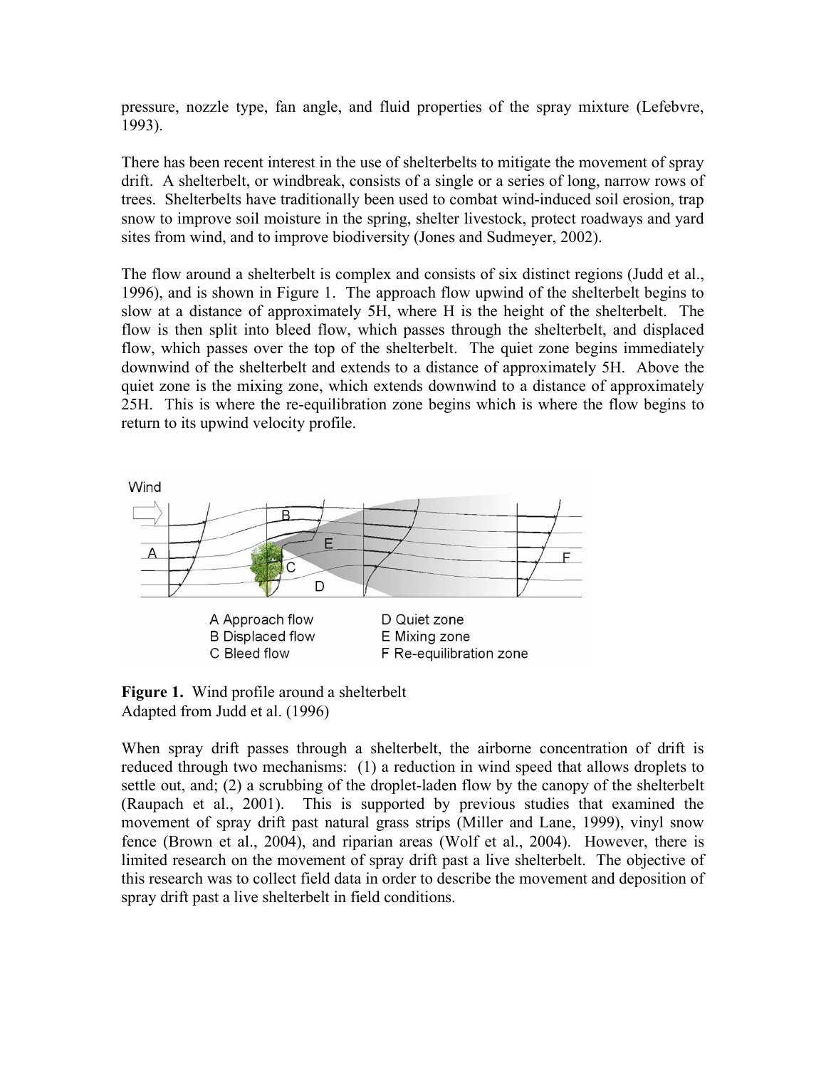pressure, nozzle type, fan angle, and fluid properties of the spray mixture (Lefebvre, 1993).

There has been recent interest in the use of shelterbelts to mitigate the movement of spray drift. A shelterbelt, or windbreak, consists of a single or a series of long, narrow rows of trees. Shelterbelts have traditionally been used to combat wind-induced soil erosion, trap snow to improve soil moisture in the spring, shelter livestock, protect roadways and yard sites from wind, and to improve biodiversity (Jones and Sudmeyer, 2002).

The flow around a shelterbelt is complex and consists of six distinct regions (Judd et al., 1996), and is shown in Figure 1. The approach flow upwind of the shelterbelt begins to slow at a distance of approximately 5H, where H is the height of the shelterbelt. The flow is then split into bleed flow, which passes through the shelterbelt, and displaced flow, which passes over the top of the shelterbelt. The quiet zone begins immediately downwind of the shelterbelt and extends to a distance of approximately 5H. Above the quiet zone is the mixing zone, which extends downwind to a distance of approximately 25H. This is where the re-equilibration zone begins which is where the flow begins to return to its upwind velocity profile.

A Approach flow
B Displaced flow
C Bleed flow
D Quiet zone
E Mixing zone
F Re-equilibration zone

**Figure 1.** Wind profile around a shelterbelt
Adapted from Judd et al. (1996)

When spray drift passes through a shelterbelt, the airborne concentration of drift is reduced through two mechanisms: (1) a reduction in wind speed that allows droplets to settle out, and; (2) a scrubbing of the droplet-laden flow by the canopy of the shelterbelt (Raupach et al., 2001). This is supported by previous studies that examined the movement of spray drift past natural grass strips (Miller and Lane, 1999), vinyl snow fence (Brown et al., 2004), and riparian areas (Wolf et al., 2004). However, there is limited research on the movement of spray drift past a live shelterbelt. The objective of this research was to collect field data in order to describe the movement and deposition of spray drift past a live shelterbelt in field conditions.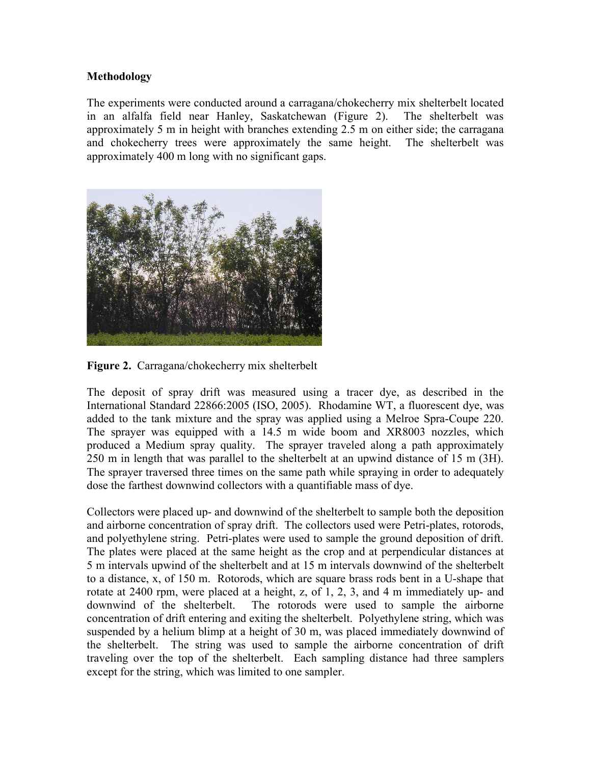**Methodology**

The experiments were conducted around a carragana/chokecherry mix shelterbelt located in an alfalfa field near Hanley, Saskatchewan (Figure 2). The shelterbelt was approximately 5 m in height with branches extending 2.5 m on either side; the carragana and chokecherry trees were approximately the same height. The shelterbelt was approximately 400 m long with no significant gaps.

**Figure 2.** Carragana/chokecherry mix shelterbelt

The deposit of spray drift was measured using a tracer dye, as described in the International Standard 22866:2005 (ISO, 2005). Rhodamine WT, a fluorescent dye, was added to the tank mixture and the spray was applied using a Melroe Spra-Coupe 220. The sprayer was equipped with a 14.5 m wide boom and XR8003 nozzles, which produced a Medium spray quality. The sprayer traveled along a path approximately 250 m in length that was parallel to the shelterbelt at an upwind distance of 15 m (3H). The sprayer traversed three times on the same path while spraying in order to adequately dose the farthest downwind collectors with a quantifiable mass of dye.

Collectors were placed up- and downwind of the shelterbelt to sample both the deposition and airborne concentration of spray drift. The collectors used were Petri-plates, rotorods, and polyethylene string. Petri-plates were used to sample the ground deposition of drift. The plates were placed at the same height as the crop and at perpendicular distances at 5 m intervals upwind of the shelterbelt and at 15 m intervals downwind of the shelterbelt to a distance, x, of 150 m. Rotorods, which are square brass rods bent in a U-shape that rotate at 2400 rpm, were placed at a height, z, of 1, 2, 3, and 4 m immediately up- and downwind of the shelterbelt. The rotorods were used to sample the airborne concentration of drift entering and exiting the shelterbelt. Polyethylene string, which was suspended by a helium blimp at a height of 30 m, was placed immediately downwind of the shelterbelt. The string was used to sample the airborne concentration of drift traveling over the top of the shelterbelt. Each sampling distance had three samplers except for the string, which was limited to one sampler.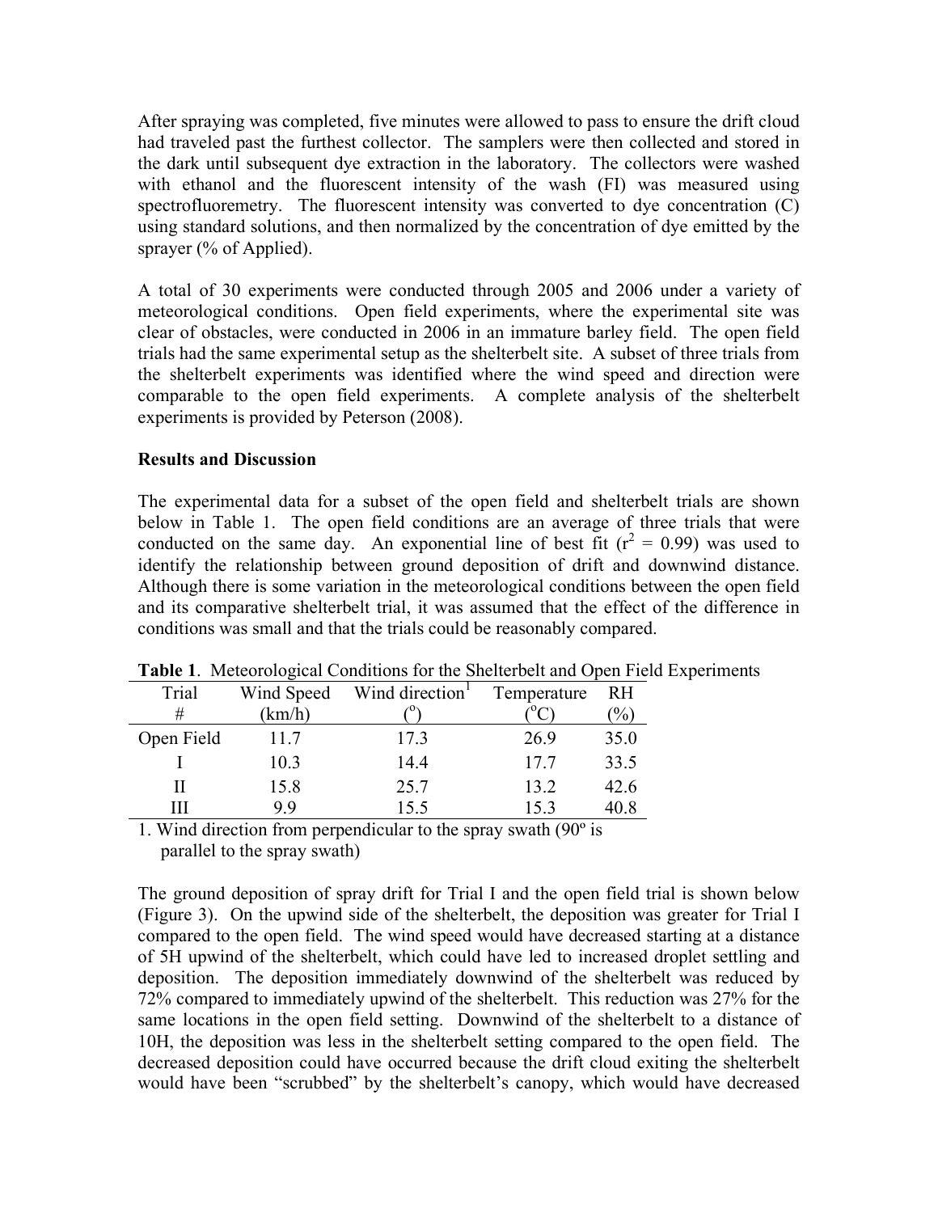After spraying was completed, five minutes were allowed to pass to ensure the drift cloud had traveled past the furthest collector. The samplers were then collected and stored in the dark until subsequent dye extraction in the laboratory. The collectors were washed with ethanol and the fluorescent intensity of the wash (FI) was measured using spectrofluoremetry. The fluorescent intensity was converted to dye concentration (C) using standard solutions, and then normalized by the concentration of dye emitted by the sprayer (% of Applied).

A total of 30 experiments were conducted through 2005 and 2006 under a variety of meteorological conditions. Open field experiments, where the experimental site was clear of obstacles, were conducted in 2006 in an immature barley field. The open field trials had the same experimental setup as the shelterbelt site. A subset of three trials from the shelterbelt experiments was identified where the wind speed and direction were comparable to the open field experiments. A complete analysis of the shelterbelt experiments is provided by Peterson (2008).

**Results and Discussion**

The experimental data for a subset of the open field and shelterbelt trials are shown below in Table 1. The open field conditions are an average of three trials that were conducted on the same day. An exponential line of best fit ($r^2$ = 0.99) was used to identify the relationship between ground deposition of drift and downwind distance. Although there is some variation in the meteorological conditions between the open field and its comparative shelterbelt trial, it was assumed that the effect of the difference in conditions was small and that the trials could be reasonably compared.

**Table 1**. Meteorological Conditions for the Shelterbelt and Open Field Experiments

| Trial # | Wind Speed (km/h) | Wind direction[1] (°) | Temperature (°C) | RH (%) |
|---|---|---|---|---|
| Open Field | 11.7 | 17.3 | 26.9 | 35.0 |
| I | 10.3 | 14.4 | 17.7 | 33.5 |
| II | 15.8 | 25.7 | 13.2 | 42.6 |
| III | 9.9 | 15.5 | 15.3 | 40.8 |

1. Wind direction from perpendicular to the spray swath (90º is parallel to the spray swath)

The ground deposition of spray drift for Trial I and the open field trial is shown below (Figure 3). On the upwind side of the shelterbelt, the deposition was greater for Trial I compared to the open field. The wind speed would have decreased starting at a distance of 5H upwind of the shelterbelt, which could have led to increased droplet settling and deposition. The deposition immediately downwind of the shelterbelt was reduced by 72% compared to immediately upwind of the shelterbelt. This reduction was 27% for the same locations in the open field setting. Downwind of the shelterbelt to a distance of 10H, the deposition was less in the shelterbelt setting compared to the open field. The decreased deposition could have occurred because the drift cloud exiting the shelterbelt would have been "scrubbed" by the shelterbelt's canopy, which would have decreased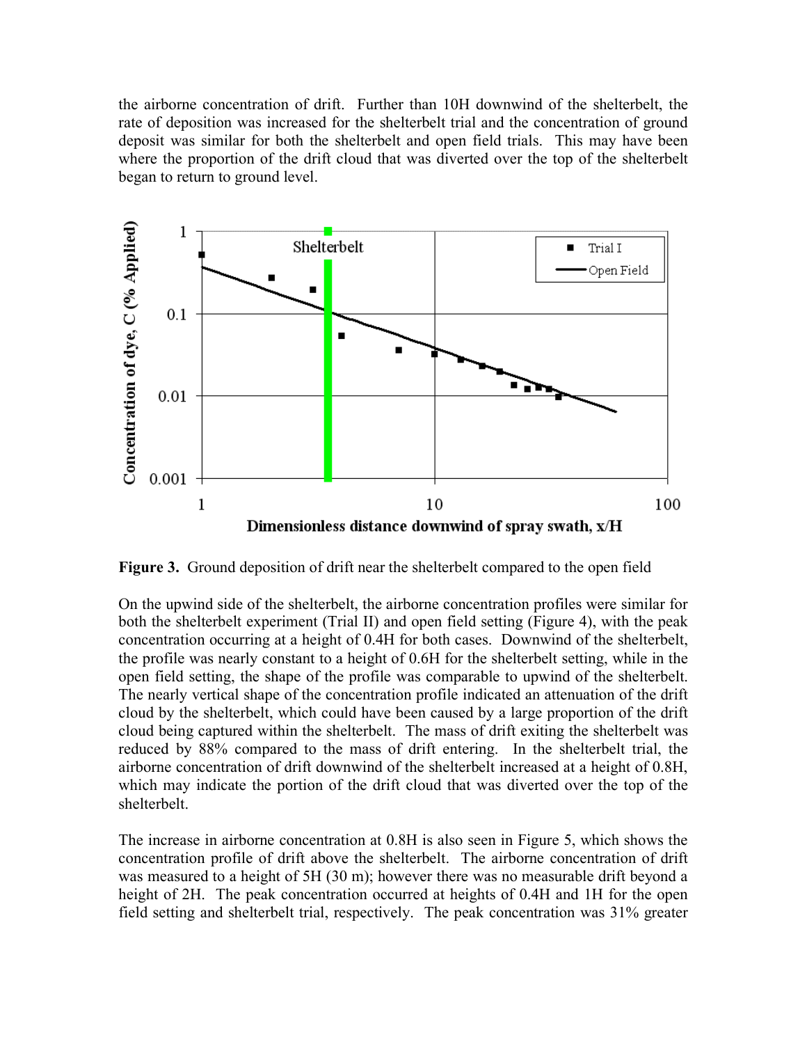the airborne concentration of drift. Further than 10H downwind of the shelterbelt, the rate of deposition was increased for the shelterbelt trial and the concentration of ground deposit was similar for both the shelterbelt and open field trials. This may have been where the proportion of the drift cloud that was diverted over the top of the shelterbelt began to return to ground level.

**Figure 3.** Ground deposition of drift near the shelterbelt compared to the open field

On the upwind side of the shelterbelt, the airborne concentration profiles were similar for both the shelterbelt experiment (Trial II) and open field setting (Figure 4), with the peak concentration occurring at a height of 0.4H for both cases. Downwind of the shelterbelt, the profile was nearly constant to a height of 0.6H for the shelterbelt setting, while in the open field setting, the shape of the profile was comparable to upwind of the shelterbelt. The nearly vertical shape of the concentration profile indicated an attenuation of the drift cloud by the shelterbelt, which could have been caused by a large proportion of the drift cloud being captured within the shelterbelt. The mass of drift exiting the shelterbelt was reduced by 88% compared to the mass of drift entering. In the shelterbelt trial, the airborne concentration of drift downwind of the shelterbelt increased at a height of 0.8H, which may indicate the portion of the drift cloud that was diverted over the top of the shelterbelt.

The increase in airborne concentration at 0.8H is also seen in Figure 5, which shows the concentration profile of drift above the shelterbelt. The airborne concentration of drift was measured to a height of 5H (30 m); however there was no measurable drift beyond a height of 2H. The peak concentration occurred at heights of 0.4H and 1H for the open field setting and shelterbelt trial, respectively. The peak concentration was 31% greater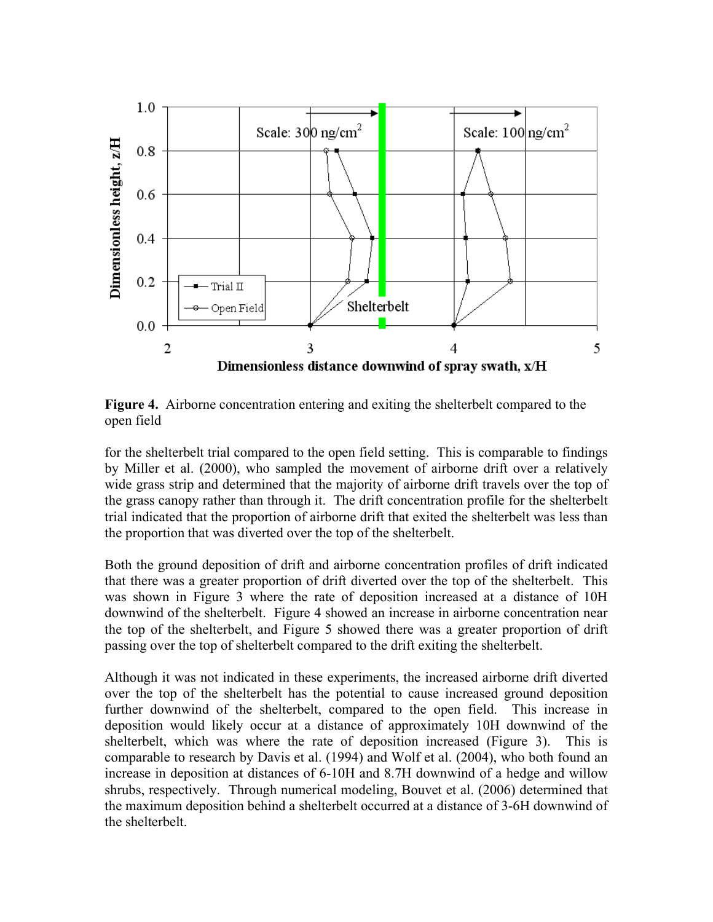**Figure 4.** Airborne concentration entering and exiting the shelterbelt compared to the open field

for the shelterbelt trial compared to the open field setting. This is comparable to findings by Miller et al. (2000), who sampled the movement of airborne drift over a relatively wide grass strip and determined that the majority of airborne drift travels over the top of the grass canopy rather than through it. The drift concentration profile for the shelterbelt trial indicated that the proportion of airborne drift that exited the shelterbelt was less than the proportion that was diverted over the top of the shelterbelt.

Both the ground deposition of drift and airborne concentration profiles of drift indicated that there was a greater proportion of drift diverted over the top of the shelterbelt. This was shown in Figure 3 where the rate of deposition increased at a distance of 10H downwind of the shelterbelt. Figure 4 showed an increase in airborne concentration near the top of the shelterbelt, and Figure 5 showed there was a greater proportion of drift passing over the top of shelterbelt compared to the drift exiting the shelterbelt.

Although it was not indicated in these experiments, the increased airborne drift diverted over the top of the shelterbelt has the potential to cause increased ground deposition further downwind of the shelterbelt, compared to the open field. This increase in deposition would likely occur at a distance of approximately 10H downwind of the shelterbelt, which was where the rate of deposition increased (Figure 3). This is comparable to research by Davis et al. (1994) and Wolf et al. (2004), who both found an increase in deposition at distances of 6-10H and 8.7H downwind of a hedge and willow shrubs, respectively. Through numerical modeling, Bouvet et al. (2006) determined that the maximum deposition behind a shelterbelt occurred at a distance of 3-6H downwind of the shelterbelt.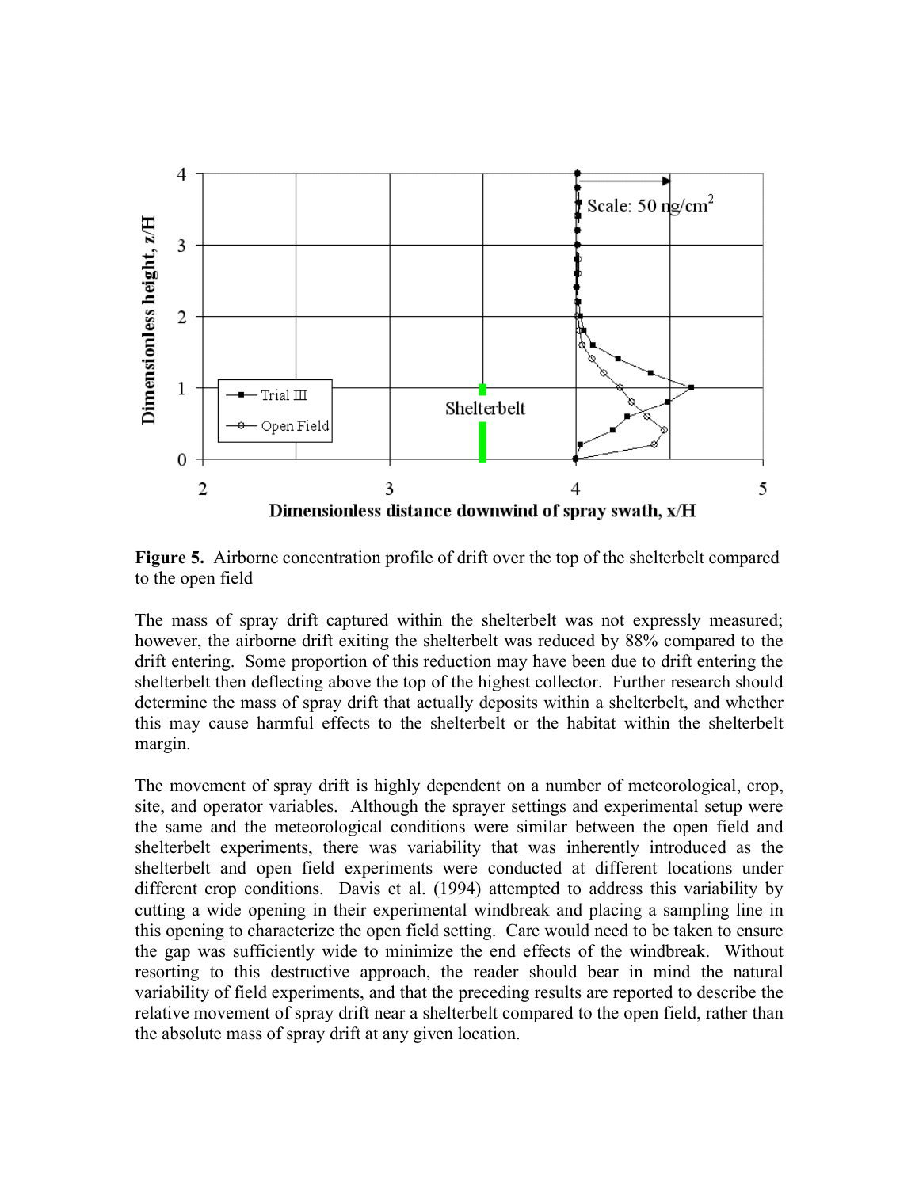**Figure 5.** Airborne concentration profile of drift over the top of the shelterbelt compared to the open field

The mass of spray drift captured within the shelterbelt was not expressly measured; however, the airborne drift exiting the shelterbelt was reduced by 88% compared to the drift entering. Some proportion of this reduction may have been due to drift entering the shelterbelt then deflecting above the top of the highest collector. Further research should determine the mass of spray drift that actually deposits within a shelterbelt, and whether this may cause harmful effects to the shelterbelt or the habitat within the shelterbelt margin.

The movement of spray drift is highly dependent on a number of meteorological, crop, site, and operator variables. Although the sprayer settings and experimental setup were the same and the meteorological conditions were similar between the open field and shelterbelt experiments, there was variability that was inherently introduced as the shelterbelt and open field experiments were conducted at different locations under different crop conditions. Davis et al. (1994) attempted to address this variability by cutting a wide opening in their experimental windbreak and placing a sampling line in this opening to characterize the open field setting. Care would need to be taken to ensure the gap was sufficiently wide to minimize the end effects of the windbreak. Without resorting to this destructive approach, the reader should bear in mind the natural variability of field experiments, and that the preceding results are reported to describe the relative movement of spray drift near a shelterbelt compared to the open field, rather than the absolute mass of spray drift at any given location.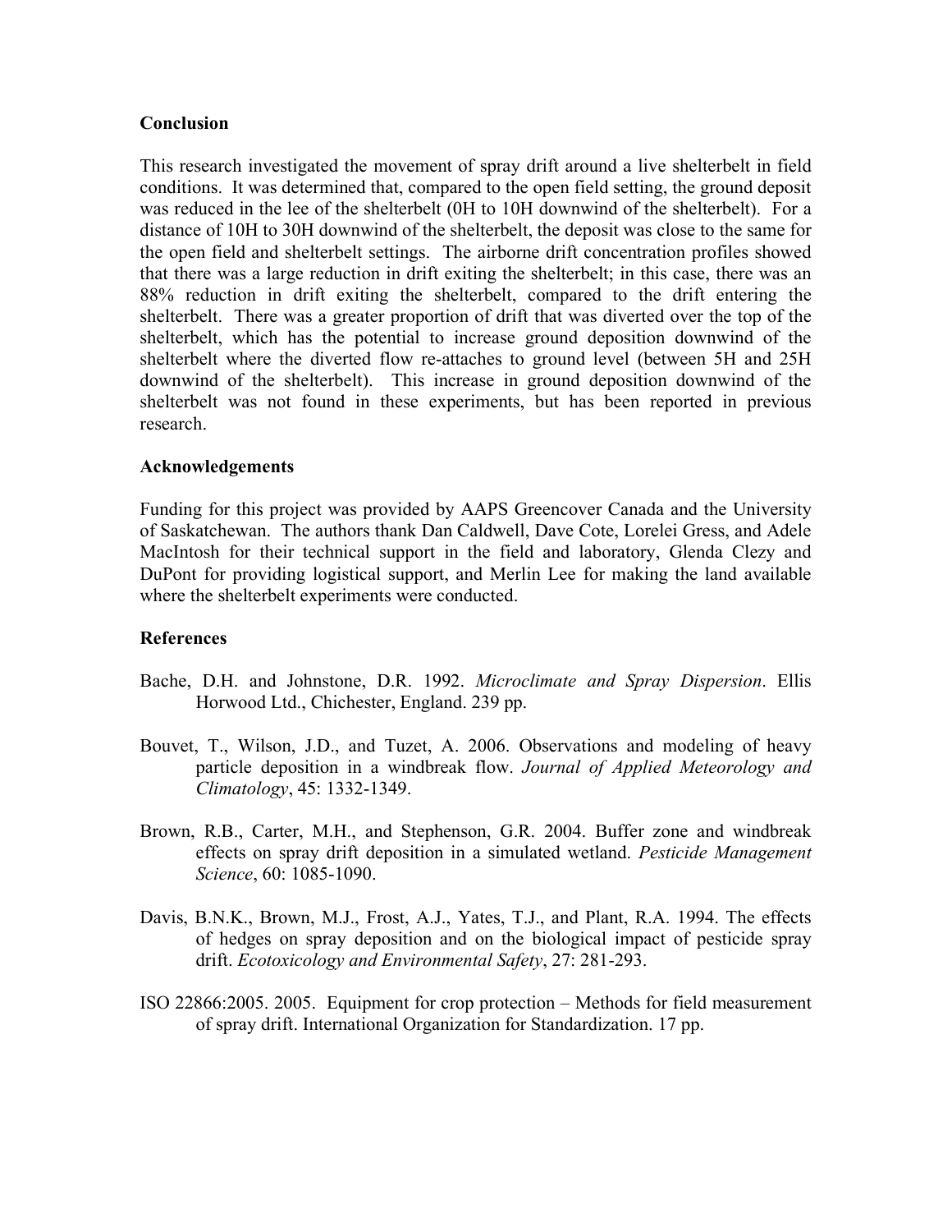## Conclusion

This research investigated the movement of spray drift around a live shelterbelt in field conditions. It was determined that, compared to the open field setting, the ground deposit was reduced in the lee of the shelterbelt (0H to 10H downwind of the shelterbelt). For a distance of 10H to 30H downwind of the shelterbelt, the deposit was close to the same for the open field and shelterbelt settings. The airborne drift concentration profiles showed that there was a large reduction in drift exiting the shelterbelt; in this case, there was an 88% reduction in drift exiting the shelterbelt, compared to the drift entering the shelterbelt. There was a greater proportion of drift that was diverted over the top of the shelterbelt, which has the potential to increase ground deposition downwind of the shelterbelt where the diverted flow re-attaches to ground level (between 5H and 25H downwind of the shelterbelt). This increase in ground deposition downwind of the shelterbelt was not found in these experiments, but has been reported in previous research.

## Acknowledgements

Funding for this project was provided by AAPS Greencover Canada and the University of Saskatchewan. The authors thank Dan Caldwell, Dave Cote, Lorelei Gress, and Adele MacIntosh for their technical support in the field and laboratory, Glenda Clezy and DuPont for providing logistical support, and Merlin Lee for making the land available where the shelterbelt experiments were conducted.

## References

Bache, D.H. and Johnstone, D.R. 1992. *Microclimate and Spray Dispersion*. Ellis Horwood Ltd., Chichester, England. 239 pp.

Bouvet, T., Wilson, J.D., and Tuzet, A. 2006. Observations and modeling of heavy particle deposition in a windbreak flow. *Journal of Applied Meteorology and Climatology*, 45: 1332-1349.

Brown, R.B., Carter, M.H., and Stephenson, G.R. 2004. Buffer zone and windbreak effects on spray drift deposition in a simulated wetland. *Pesticide Management Science*, 60: 1085-1090.

Davis, B.N.K., Brown, M.J., Frost, A.J., Yates, T.J., and Plant, R.A. 1994. The effects of hedges on spray deposition and on the biological impact of pesticide spray drift. *Ecotoxicology and Environmental Safety*, 27: 281-293.

ISO 22866:2005. 2005. Equipment for crop protection – Methods for field measurement of spray drift. International Organization for Standardization. 17 pp.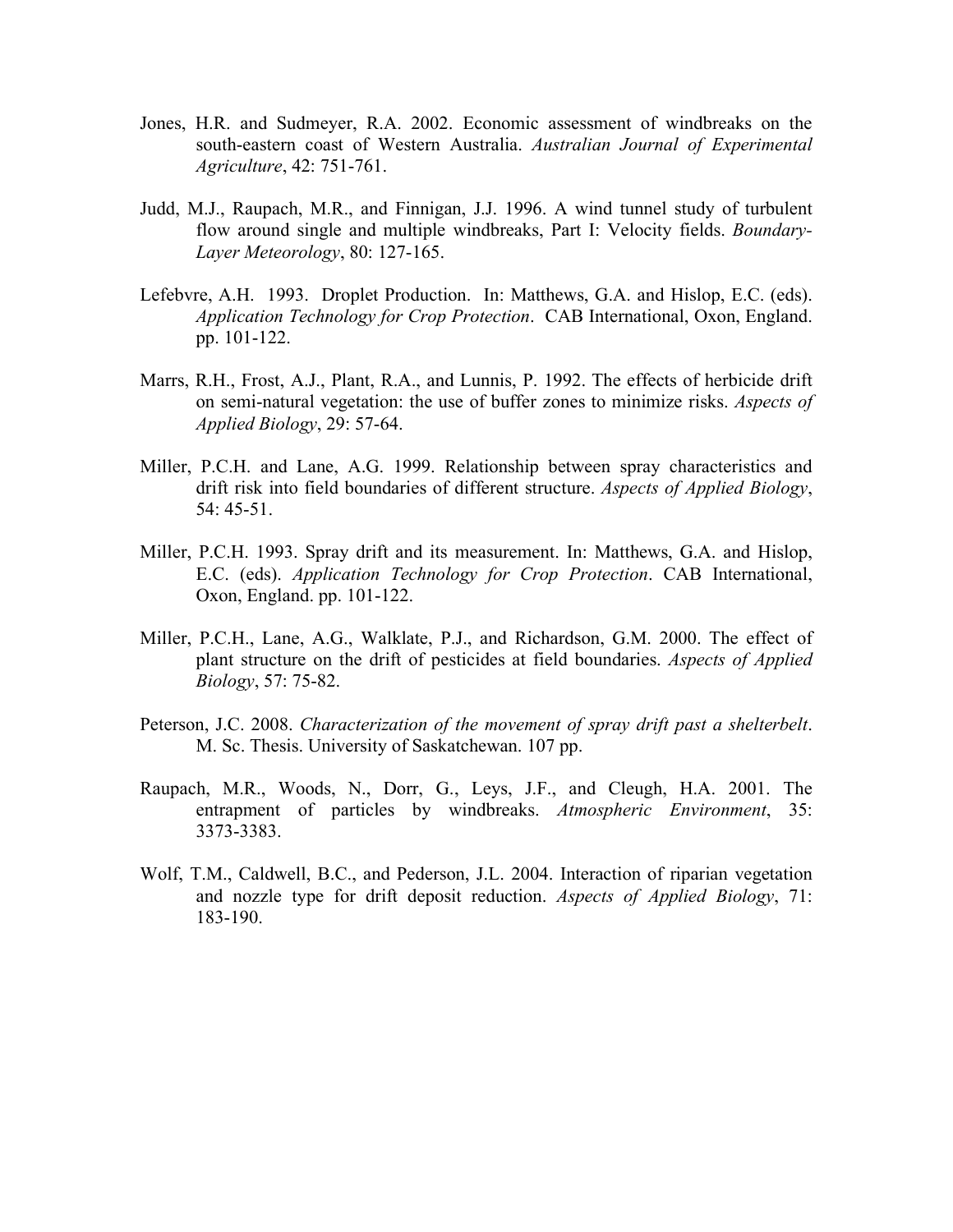Jones, H.R. and Sudmeyer, R.A. 2002. Economic assessment of windbreaks on the south-eastern coast of Western Australia. *Australian Journal of Experimental Agriculture*, 42: 751-761.

Judd, M.J., Raupach, M.R., and Finnigan, J.J. 1996. A wind tunnel study of turbulent flow around single and multiple windbreaks, Part I: Velocity fields. *Boundary-Layer Meteorology*, 80: 127-165.

Lefebvre, A.H. 1993. Droplet Production. In: Matthews, G.A. and Hislop, E.C. (eds). *Application Technology for Crop Protection*. CAB International, Oxon, England. pp. 101-122.

Marrs, R.H., Frost, A.J., Plant, R.A., and Lunnis, P. 1992. The effects of herbicide drift on semi-natural vegetation: the use of buffer zones to minimize risks. *Aspects of Applied Biology*, 29: 57-64.

Miller, P.C.H. and Lane, A.G. 1999. Relationship between spray characteristics and drift risk into field boundaries of different structure. *Aspects of Applied Biology*, 54: 45-51.

Miller, P.C.H. 1993. Spray drift and its measurement. In: Matthews, G.A. and Hislop, E.C. (eds). *Application Technology for Crop Protection*. CAB International, Oxon, England. pp. 101-122.

Miller, P.C.H., Lane, A.G., Walklate, P.J., and Richardson, G.M. 2000. The effect of plant structure on the drift of pesticides at field boundaries. *Aspects of Applied Biology*, 57: 75-82.

Peterson, J.C. 2008. *Characterization of the movement of spray drift past a shelterbelt*. M. Sc. Thesis. University of Saskatchewan. 107 pp.

Raupach, M.R., Woods, N., Dorr, G., Leys, J.F., and Cleugh, H.A. 2001. The entrapment of particles by windbreaks. *Atmospheric Environment*, 35: 3373-3383.

Wolf, T.M., Caldwell, B.C., and Pederson, J.L. 2004. Interaction of riparian vegetation and nozzle type for drift deposit reduction. *Aspects of Applied Biology*, 71: 183-190.